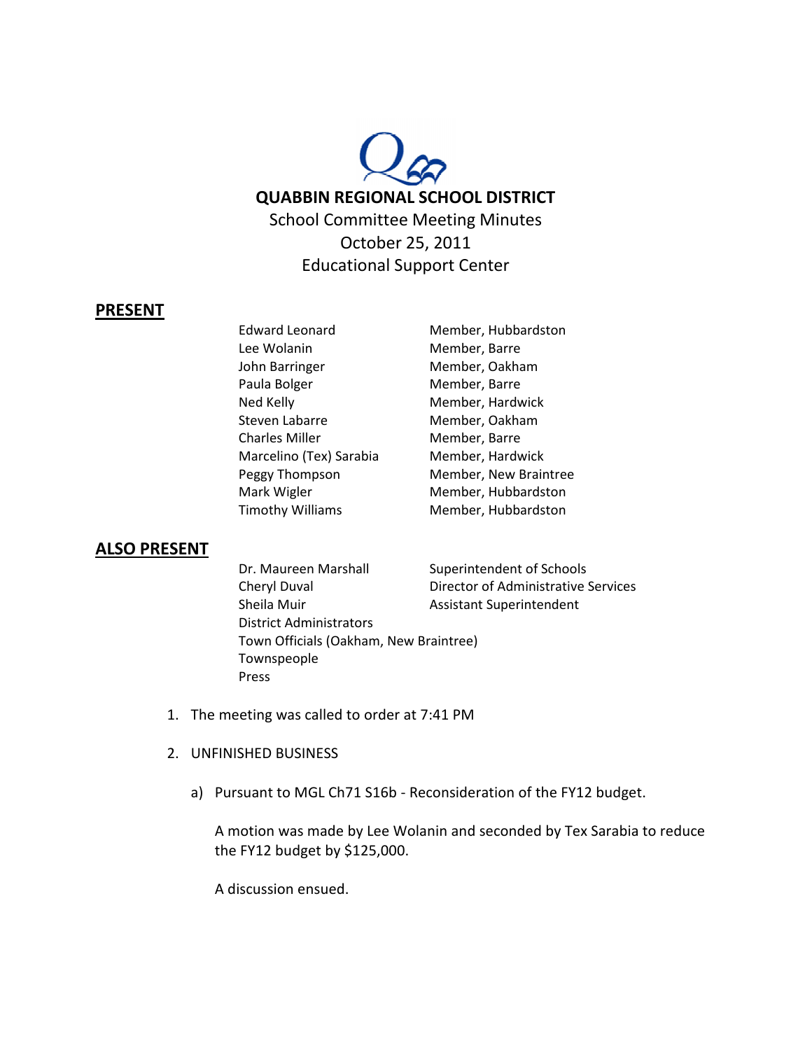# QUABBIN REGIONAL SCHOOL DISTRICT

School Committee Meeting Minutes
October 25, 2011
Educational Support Center

## PRESENT

| | |
|---|---|
| Edward Leonard | Member, Hubbardston |
| Lee Wolanin | Member, Barre |
| John Barringer | Member, Oakham |
| Paula Bolger | Member, Barre |
| Ned Kelly | Member, Hardwick |
| Steven Labarre | Member, Oakham |
| Charles Miller | Member, Barre |
| Marcelino (Tex) Sarabia | Member, Hardwick |
| Peggy Thompson | Member, New Braintree |
| Mark Wigler | Member, Hubbardston |
| Timothy Williams | Member, Hubbardston |

## ALSO PRESENT

| | |
|---|---|
| Dr. Maureen Marshall | Superintendent of Schools |
| Cheryl Duval | Director of Administrative Services |
| Sheila Muir | Assistant Superintendent |
| District Administrators | |
| Town Officials (Oakham, New Braintree) | |
| Townspeople | |
| Press | |

1. The meeting was called to order at 7:41 PM

2. UNFINISHED BUSINESS

   a) Pursuant to MGL Ch71 S16b - Reconsideration of the FY12 budget.

      A motion was made by Lee Wolanin and seconded by Tex Sarabia to reduce the FY12 budget by $125,000.

      A discussion ensued.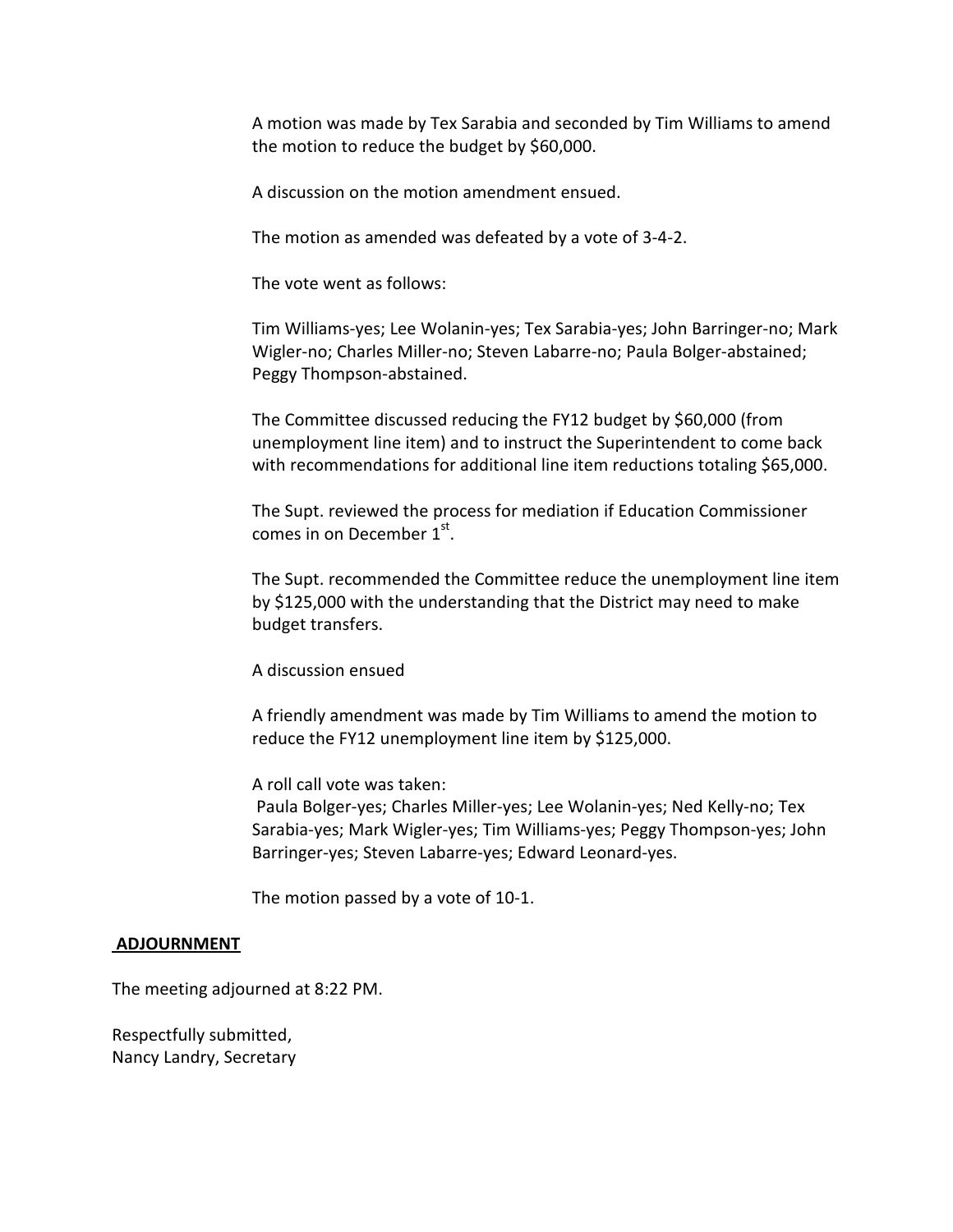A motion was made by Tex Sarabia and seconded by Tim Williams to amend the motion to reduce the budget by $60,000.

A discussion on the motion amendment ensued.

The motion as amended was defeated by a vote of 3-4-2.

The vote went as follows:

Tim Williams-yes; Lee Wolanin-yes; Tex Sarabia-yes; John Barringer-no; Mark Wigler-no; Charles Miller-no; Steven Labarre-no; Paula Bolger-abstained; Peggy Thompson-abstained.

The Committee discussed reducing the FY12 budget by $60,000 (from unemployment line item) and to instruct the Superintendent to come back with recommendations for additional line item reductions totaling $65,000.

The Supt. reviewed the process for mediation if Education Commissioner comes in on December 1st.

The Supt. recommended the Committee reduce the unemployment line item by $125,000 with the understanding that the District may need to make budget transfers.

A discussion ensued

A friendly amendment was made by Tim Williams to amend the motion to reduce the FY12 unemployment line item by $125,000.

A roll call vote was taken:
Paula Bolger-yes; Charles Miller-yes; Lee Wolanin-yes; Ned Kelly-no; Tex Sarabia-yes; Mark Wigler-yes; Tim Williams-yes; Peggy Thompson-yes; John Barringer-yes; Steven Labarre-yes; Edward Leonard-yes.

The motion passed by a vote of 10-1.

**ADJOURNMENT**

The meeting adjourned at 8:22 PM.

Respectfully submitted,
Nancy Landry, Secretary